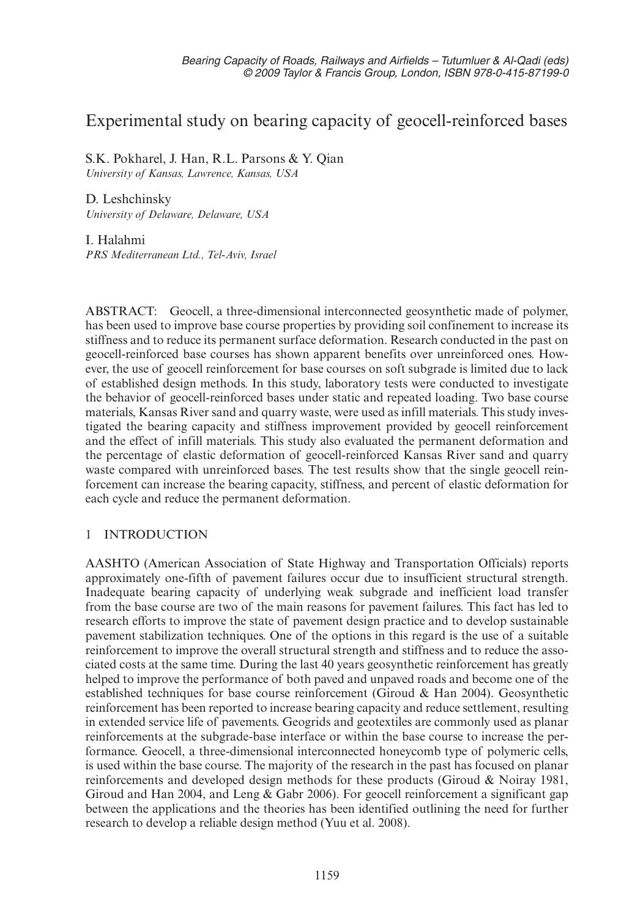# Experimental study on bearing capacity of geocell-reinforced bases

S.K. Pokharel, J. Han, R.L. Parsons & Y. Qian
*University of Kansas, Lawrence, Kansas, USA*

D. Leshchinsky
*University of Delaware, Delaware, USA*

I. Halahmi
*PRS Mediterranean Ltd., Tel-Aviv, Israel*

ABSTRACT: Geocell, a three-dimensional interconnected geosynthetic made of polymer, has been used to improve base course properties by providing soil confinement to increase its stiffness and to reduce its permanent surface deformation. Research conducted in the past on geocell-reinforced base courses has shown apparent benefits over unreinforced ones. However, the use of geocell reinforcement for base courses on soft subgrade is limited due to lack of established design methods. In this study, laboratory tests were conducted to investigate the behavior of geocell-reinforced bases under static and repeated loading. Two base course materials, Kansas River sand and quarry waste, were used as infill materials. This study investigated the bearing capacity and stiffness improvement provided by geocell reinforcement and the effect of infill materials. This study also evaluated the permanent deformation and the percentage of elastic deformation of geocell-reinforced Kansas River sand and quarry waste compared with unreinforced bases. The test results show that the single geocell reinforcement can increase the bearing capacity, stiffness, and percent of elastic deformation for each cycle and reduce the permanent deformation.

## 1 INTRODUCTION

AASHTO (American Association of State Highway and Transportation Officials) reports approximately one-fifth of pavement failures occur due to insufficient structural strength. Inadequate bearing capacity of underlying weak subgrade and inefficient load transfer from the base course are two of the main reasons for pavement failures. This fact has led to research efforts to improve the state of pavement design practice and to develop sustainable pavement stabilization techniques. One of the options in this regard is the use of a suitable reinforcement to improve the overall structural strength and stiffness and to reduce the associated costs at the same time. During the last 40 years geosynthetic reinforcement has greatly helped to improve the performance of both paved and unpaved roads and become one of the established techniques for base course reinforcement (Giroud & Han 2004). Geosynthetic reinforcement has been reported to increase bearing capacity and reduce settlement, resulting in extended service life of pavements. Geogrids and geotextiles are commonly used as planar reinforcements at the subgrade-base interface or within the base course to increase the performance. Geocell, a three-dimensional interconnected honeycomb type of polymeric cells, is used within the base course. The majority of the research in the past has focused on planar reinforcements and developed design methods for these products (Giroud & Noiray 1981, Giroud and Han 2004, and Leng & Gabr 2006). For geocell reinforcement a significant gap between the applications and the theories has been identified outlining the need for further research to develop a reliable design method (Yuu et al. 2008).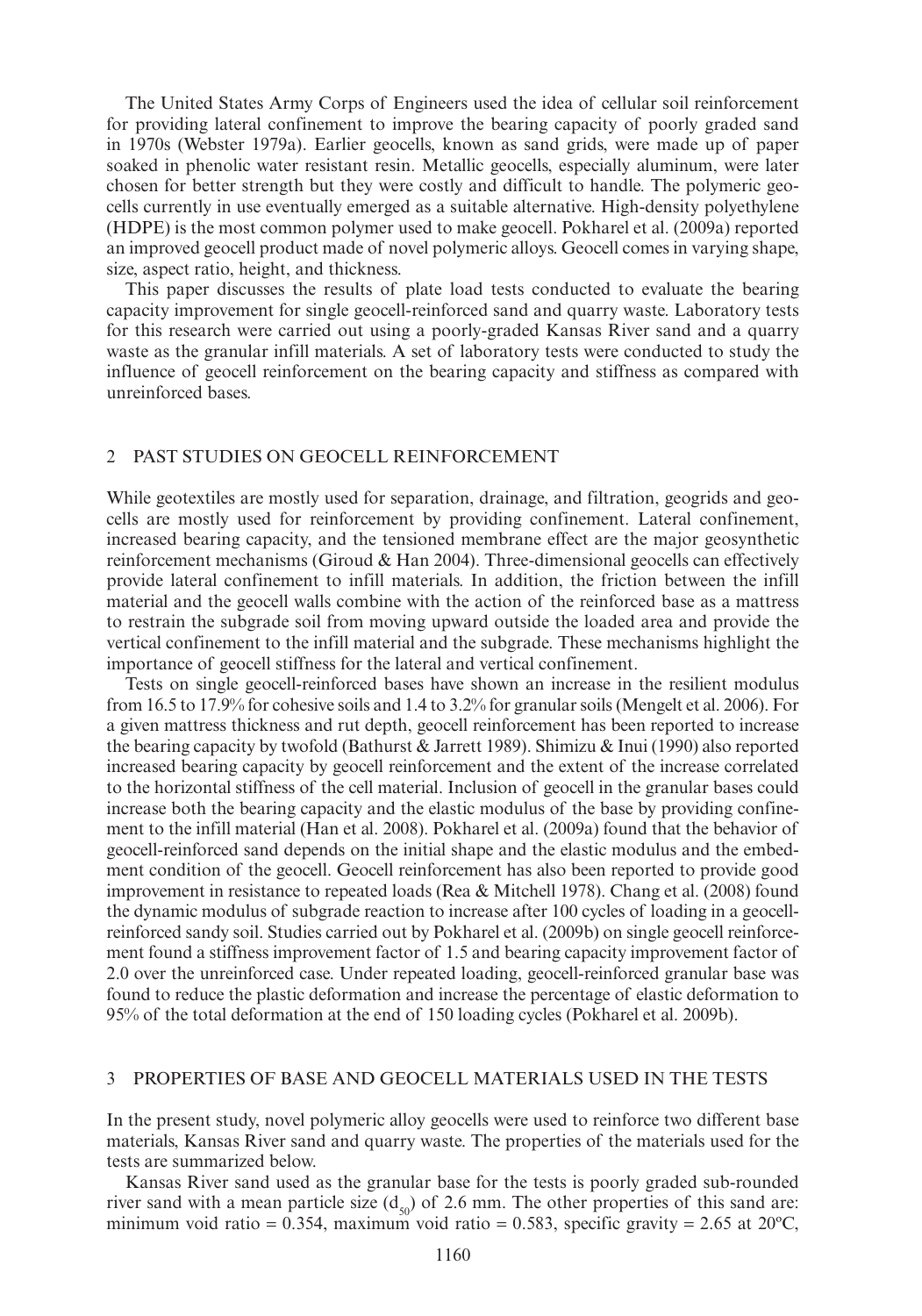The United States Army Corps of Engineers used the idea of cellular soil reinforcement for providing lateral confinement to improve the bearing capacity of poorly graded sand in 1970s (Webster 1979a). Earlier geocells, known as sand grids, were made up of paper soaked in phenolic water resistant resin. Metallic geocells, especially aluminum, were later chosen for better strength but they were costly and difficult to handle. The polymeric geocells currently in use eventually emerged as a suitable alternative. High-density polyethylene (HDPE) is the most common polymer used to make geocell. Pokharel et al. (2009a) reported an improved geocell product made of novel polymeric alloys. Geocell comes in varying shape, size, aspect ratio, height, and thickness.

This paper discusses the results of plate load tests conducted to evaluate the bearing capacity improvement for single geocell-reinforced sand and quarry waste. Laboratory tests for this research were carried out using a poorly-graded Kansas River sand and a quarry waste as the granular infill materials. A set of laboratory tests were conducted to study the influence of geocell reinforcement on the bearing capacity and stiffness as compared with unreinforced bases.

## 2 PAST STUDIES ON GEOCELL REINFORCEMENT

While geotextiles are mostly used for separation, drainage, and filtration, geogrids and geocells are mostly used for reinforcement by providing confinement. Lateral confinement, increased bearing capacity, and the tensioned membrane effect are the major geosynthetic reinforcement mechanisms (Giroud & Han 2004). Three-dimensional geocells can effectively provide lateral confinement to infill materials. In addition, the friction between the infill material and the geocell walls combine with the action of the reinforced base as a mattress to restrain the subgrade soil from moving upward outside the loaded area and provide the vertical confinement to the infill material and the subgrade. These mechanisms highlight the importance of geocell stiffness for the lateral and vertical confinement.

Tests on single geocell-reinforced bases have shown an increase in the resilient modulus from 16.5 to 17.9% for cohesive soils and 1.4 to 3.2% for granular soils (Mengelt et al. 2006). For a given mattress thickness and rut depth, geocell reinforcement has been reported to increase the bearing capacity by twofold (Bathurst & Jarrett 1989). Shimizu & Inui (1990) also reported increased bearing capacity by geocell reinforcement and the extent of the increase correlated to the horizontal stiffness of the cell material. Inclusion of geocell in the granular bases could increase both the bearing capacity and the elastic modulus of the base by providing confinement to the infill material (Han et al. 2008). Pokharel et al. (2009a) found that the behavior of geocell-reinforced sand depends on the initial shape and the elastic modulus and the embedment condition of the geocell. Geocell reinforcement has also been reported to provide good improvement in resistance to repeated loads (Rea & Mitchell 1978). Chang et al. (2008) found the dynamic modulus of subgrade reaction to increase after 100 cycles of loading in a geocell-reinforced sandy soil. Studies carried out by Pokharel et al. (2009b) on single geocell reinforcement found a stiffness improvement factor of 1.5 and bearing capacity improvement factor of 2.0 over the unreinforced case. Under repeated loading, geocell-reinforced granular base was found to reduce the plastic deformation and increase the percentage of elastic deformation to 95% of the total deformation at the end of 150 loading cycles (Pokharel et al. 2009b).

## 3 PROPERTIES OF BASE AND GEOCELL MATERIALS USED IN THE TESTS

In the present study, novel polymeric alloy geocells were used to reinforce two different base materials, Kansas River sand and quarry waste. The properties of the materials used for the tests are summarized below.

Kansas River sand used as the granular base for the tests is poorly graded sub-rounded river sand with a mean particle size ($d_{50}$) of 2.6 mm. The other properties of this sand are: minimum void ratio = 0.354, maximum void ratio = 0.583, specific gravity = 2.65 at 20ºC,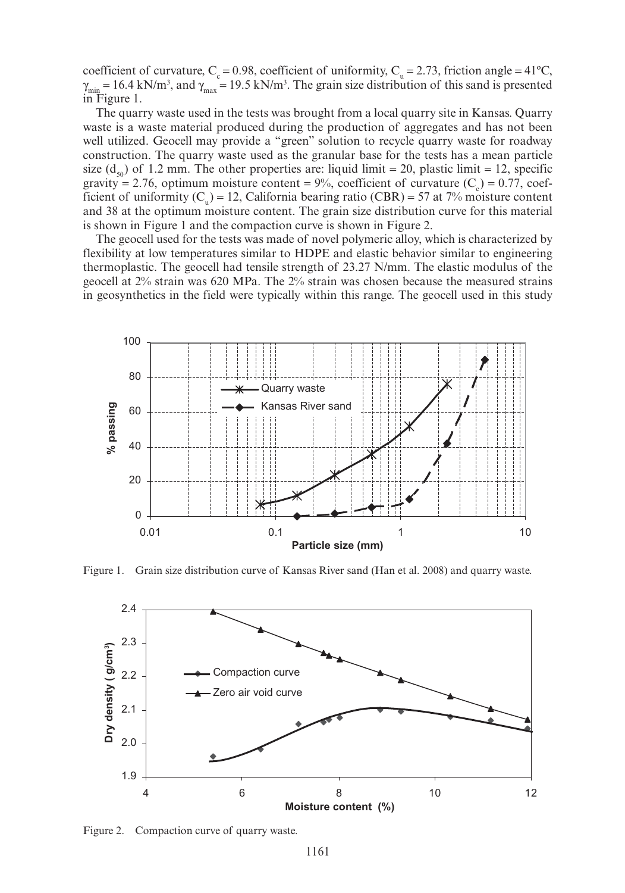coefficient of curvature, $C_c = 0.98$, coefficient of uniformity, $C_u = 2.73$, friction angle = 41ºC, $\gamma_{min} = 16.4$ kN/m$^3$, and $\gamma_{max} = 19.5$ kN/m$^3$. The grain size distribution of this sand is presented in Figure 1.

The quarry waste used in the tests was brought from a local quarry site in Kansas. Quarry waste is a waste material produced during the production of aggregates and has not been well utilized. Geocell may provide a "green" solution to recycle quarry waste for roadway construction. The quarry waste used as the granular base for the tests has a mean particle size ($d_{50}$) of 1.2 mm. The other properties are: liquid limit = 20, plastic limit = 12, specific gravity = 2.76, optimum moisture content = 9%, coefficient of curvature ($C_c$) = 0.77, coefficient of uniformity ($C_u$) = 12, California bearing ratio (CBR) = 57 at 7% moisture content and 38 at the optimum moisture content. The grain size distribution curve for this material is shown in Figure 1 and the compaction curve is shown in Figure 2.

The geocell used for the tests was made of novel polymeric alloy, which is characterized by flexibility at low temperatures similar to HDPE and elastic behavior similar to engineering thermoplastic. The geocell had tensile strength of 23.27 N/mm. The elastic modulus of the geocell at 2% strain was 620 MPa. The 2% strain was chosen because the measured strains in geosynthetics in the field were typically within this range. The geocell used in this study

Figure 1. Grain size distribution curve of Kansas River sand (Han et al. 2008) and quarry waste.

Figure 2. Compaction curve of quarry waste.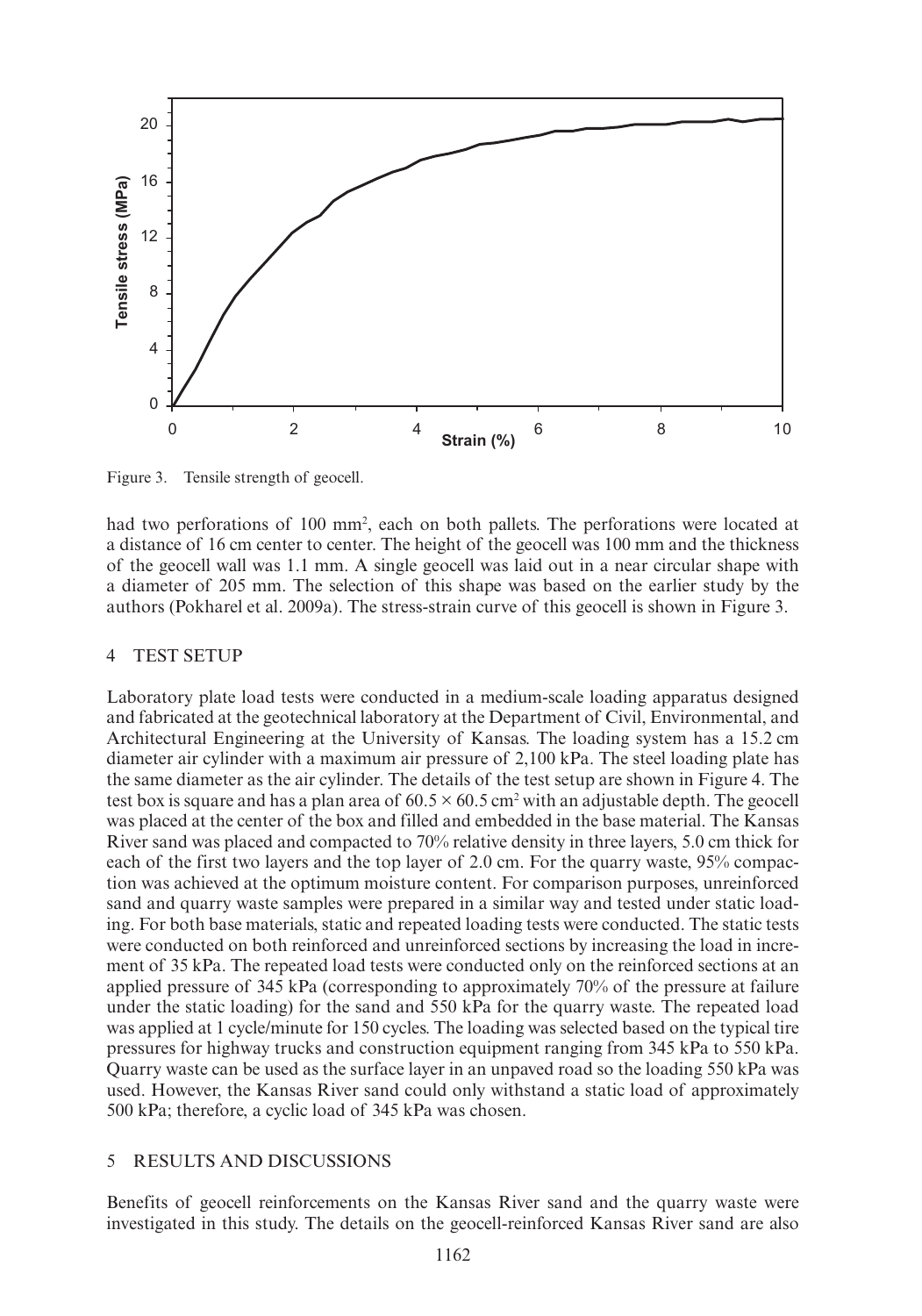Figure 3. Tensile strength of geocell.

had two perforations of 100 mm$^2$, each on both pallets. The perforations were located at a distance of 16 cm center to center. The height of the geocell was 100 mm and the thickness of the geocell wall was 1.1 mm. A single geocell was laid out in a near circular shape with a diameter of 205 mm. The selection of this shape was based on the earlier study by the authors (Pokharel et al. 2009a). The stress-strain curve of this geocell is shown in Figure 3.

## 4 TEST SETUP

Laboratory plate load tests were conducted in a medium-scale loading apparatus designed and fabricated at the geotechnical laboratory at the Department of Civil, Environmental, and Architectural Engineering at the University of Kansas. The loading system has a 15.2 cm diameter air cylinder with a maximum air pressure of 2,100 kPa. The steel loading plate has the same diameter as the air cylinder. The details of the test setup are shown in Figure 4. The test box is square and has a plan area of $60.5 \times 60.5$ cm$^2$ with an adjustable depth. The geocell was placed at the center of the box and filled and embedded in the base material. The Kansas River sand was placed and compacted to 70% relative density in three layers, 5.0 cm thick for each of the first two layers and the top layer of 2.0 cm. For the quarry waste, 95% compaction was achieved at the optimum moisture content. For comparison purposes, unreinforced sand and quarry waste samples were prepared in a similar way and tested under static loading. For both base materials, static and repeated loading tests were conducted. The static tests were conducted on both reinforced and unreinforced sections by increasing the load in increment of 35 kPa. The repeated load tests were conducted only on the reinforced sections at an applied pressure of 345 kPa (corresponding to approximately 70% of the pressure at failure under the static loading) for the sand and 550 kPa for the quarry waste. The repeated load was applied at 1 cycle/minute for 150 cycles. The loading was selected based on the typical tire pressures for highway trucks and construction equipment ranging from 345 kPa to 550 kPa. Quarry waste can be used as the surface layer in an unpaved road so the loading 550 kPa was used. However, the Kansas River sand could only withstand a static load of approximately 500 kPa; therefore, a cyclic load of 345 kPa was chosen.

## 5 RESULTS AND DISCUSSIONS

Benefits of geocell reinforcements on the Kansas River sand and the quarry waste were investigated in this study. The details on the geocell-reinforced Kansas River sand are also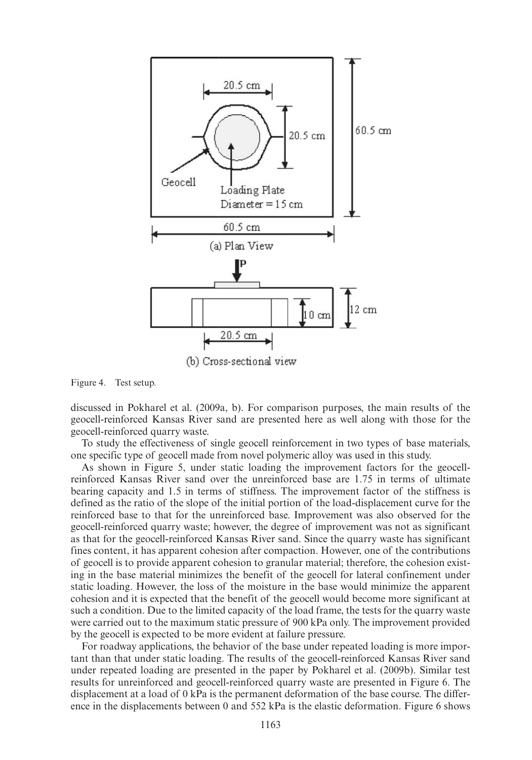(a) Plan View

20.5 cm

20.5 cm

60.5 cm

60.5 cm

Geocell

Loading Plate
Diameter = 15 cm

(b) Cross-sectional view

P

10 cm

12 cm

20.5 cm

Figure 4. Test setup.

discussed in Pokharel et al. (2009a, b). For comparison purposes, the main results of the geocell-reinforced Kansas River sand are presented here as well along with those for the geocell-reinforced quarry waste.

To study the effectiveness of single geocell reinforcement in two types of base materials, one specific type of geocell made from novel polymeric alloy was used in this study.

As shown in Figure 5, under static loading the improvement factors for the geocell-reinforced Kansas River sand over the unreinforced base are 1.75 in terms of ultimate bearing capacity and 1.5 in terms of stiffness. The improvement factor of the stiffness is defined as the ratio of the slope of the initial portion of the load-displacement curve for the reinforced base to that for the unreinforced base. Improvement was also observed for the geocell-reinforced quarry waste; however, the degree of improvement was not as significant as that for the geocell-reinforced Kansas River sand. Since the quarry waste has significant fines content, it has apparent cohesion after compaction. However, one of the contributions of geocell is to provide apparent cohesion to granular material; therefore, the cohesion existing in the base material minimizes the benefit of the geocell for lateral confinement under static loading. However, the loss of the moisture in the base would minimize the apparent cohesion and it is expected that the benefit of the geocell would become more significant at such a condition. Due to the limited capacity of the load frame, the tests for the quarry waste were carried out to the maximum static pressure of 900 kPa only. The improvement provided by the geocell is expected to be more evident at failure pressure.

For roadway applications, the behavior of the base under repeated loading is more important than that under static loading. The results of the geocell-reinforced Kansas River sand under repeated loading are presented in the paper by Pokharel et al. (2009b). Similar test results for unreinforced and geocell-reinforced quarry waste are presented in Figure 6. The displacement at a load of 0 kPa is the permanent deformation of the base course. The difference in the displacements between 0 and 552 kPa is the elastic deformation. Figure 6 shows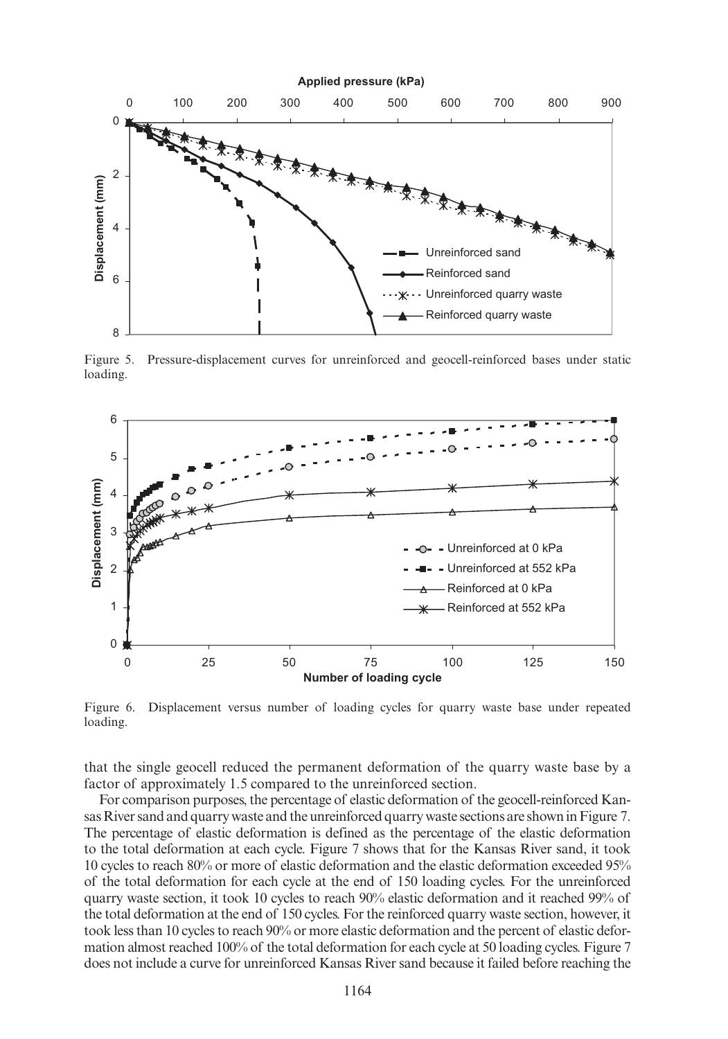Figure 5. Pressure-displacement curves for unreinforced and geocell-reinforced bases under static loading.

Figure 6. Displacement versus number of loading cycles for quarry waste base under repeated loading.

that the single geocell reduced the permanent deformation of the quarry waste base by a factor of approximately 1.5 compared to the unreinforced section.

For comparison purposes, the percentage of elastic deformation of the geocell-reinforced Kansas River sand and quarry waste and the unreinforced quarry waste sections are shown in Figure 7. The percentage of elastic deformation is defined as the percentage of the elastic deformation to the total deformation at each cycle. Figure 7 shows that for the Kansas River sand, it took 10 cycles to reach 80% or more of elastic deformation and the elastic deformation exceeded 95% of the total deformation for each cycle at the end of 150 loading cycles. For the unreinforced quarry waste section, it took 10 cycles to reach 90% elastic deformation and it reached 99% of the total deformation at the end of 150 cycles. For the reinforced quarry waste section, however, it took less than 10 cycles to reach 90% or more elastic deformation and the percent of elastic deformation almost reached 100% of the total deformation for each cycle at 50 loading cycles. Figure 7 does not include a curve for unreinforced Kansas River sand because it failed before reaching the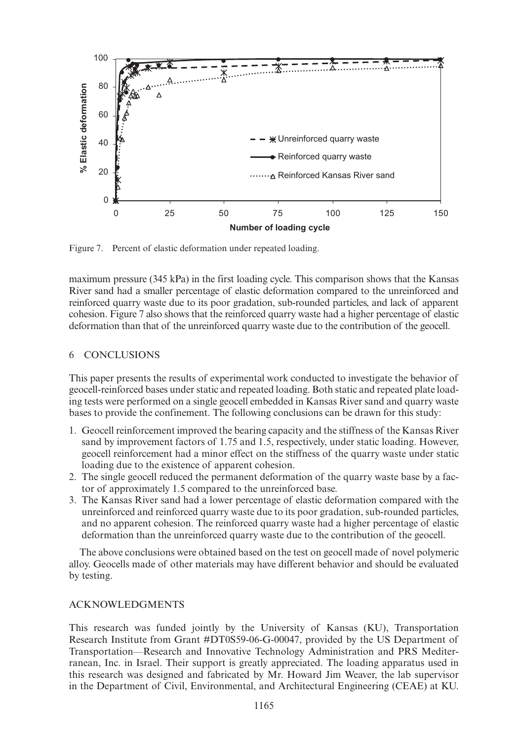Figure 7. Percent of elastic deformation under repeated loading.

maximum pressure (345 kPa) in the first loading cycle. This comparison shows that the Kansas River sand had a smaller percentage of elastic deformation compared to the unreinforced and reinforced quarry waste due to its poor gradation, sub-rounded particles, and lack of apparent cohesion. Figure 7 also shows that the reinforced quarry waste had a higher percentage of elastic deformation than that of the unreinforced quarry waste due to the contribution of the geocell.

## 6 CONCLUSIONS

This paper presents the results of experimental work conducted to investigate the behavior of geocell-reinforced bases under static and repeated loading. Both static and repeated plate loading tests were performed on a single geocell embedded in Kansas River sand and quarry waste bases to provide the confinement. The following conclusions can be drawn for this study:

1. Geocell reinforcement improved the bearing capacity and the stiffness of the Kansas River sand by improvement factors of 1.75 and 1.5, respectively, under static loading. However, geocell reinforcement had a minor effect on the stiffness of the quarry waste under static loading due to the existence of apparent cohesion.
2. The single geocell reduced the permanent deformation of the quarry waste base by a factor of approximately 1.5 compared to the unreinforced base.
3. The Kansas River sand had a lower percentage of elastic deformation compared with the unreinforced and reinforced quarry waste due to its poor gradation, sub-rounded particles, and no apparent cohesion. The reinforced quarry waste had a higher percentage of elastic deformation than the unreinforced quarry waste due to the contribution of the geocell.

The above conclusions were obtained based on the test on geocell made of novel polymeric alloy. Geocells made of other materials may have different behavior and should be evaluated by testing.

## ACKNOWLEDGMENTS

This research was funded jointly by the University of Kansas (KU), Transportation Research Institute from Grant #DT0S59-06-G-00047, provided by the US Department of Transportation—Research and Innovative Technology Administration and PRS Mediterranean, Inc. in Israel. Their support is greatly appreciated. The loading apparatus used in this research was designed and fabricated by Mr. Howard Jim Weaver, the lab supervisor in the Department of Civil, Environmental, and Architectural Engineering (CEAE) at KU.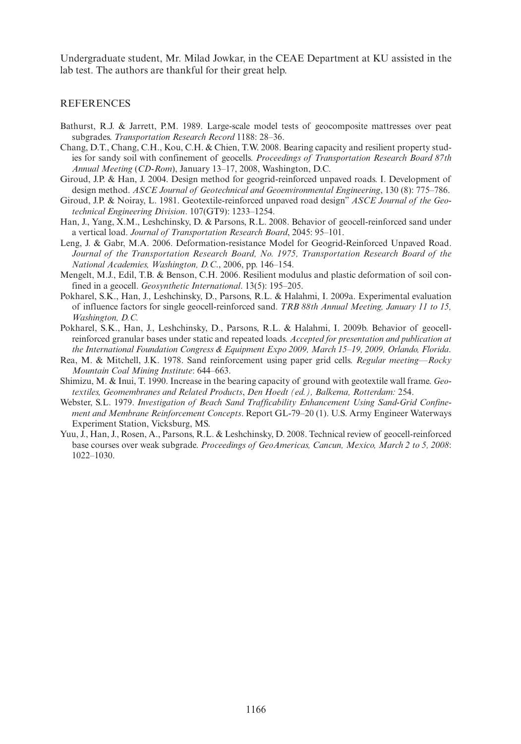Undergraduate student, Mr. Milad Jowkar, in the CEAE Department at KU assisted in the lab test. The authors are thankful for their great help.

## REFERENCES

Bathurst, R.J. & Jarrett, P.M. 1989. Large-scale model tests of geocomposite mattresses over peat subgrades. *Transportation Research Record* 1188: 28–36.

Chang, D.T., Chang, C.H., Kou, C.H. & Chien, T.W. 2008. Bearing capacity and resilient property studies for sandy soil with confinement of geocells. *Proceedings of Transportation Research Board 87th Annual Meeting* (*CD-Rom*), January 13–17, 2008, Washington, D.C.

Giroud, J.P. & Han, J. 2004. Design method for geogrid-reinforced unpaved roads. I. Development of design method. *ASCE Journal of Geotechnical and Geoenvironmental Engineering*, 130 (8): 775–786.

Giroud, J.P. & Noiray, L. 1981. Geotextile-reinforced unpaved road design" *ASCE Journal of the Geotechnical Engineering Division*. 107(GT9): 1233–1254.

Han, J., Yang, X.M., Leshchinsky, D. & Parsons, R.L. 2008. Behavior of geocell-reinforced sand under a vertical load. *Journal of Transportation Research Board*, 2045: 95–101.

Leng, J. & Gabr, M.A. 2006. Deformation-resistance Model for Geogrid-Reinforced Unpaved Road. *Journal of the Transportation Research Board, No. 1975, Transportation Research Board of the National Academies, Washington, D.C.*, 2006, pp. 146–154.

Mengelt, M.J., Edil, T.B. & Benson, C.H. 2006. Resilient modulus and plastic deformation of soil confined in a geocell. *Geosynthetic International*. 13(5): 195–205.

Pokharel, S.K., Han, J., Leshchinsky, D., Parsons, R.L. & Halahmi, I. 2009a. Experimental evaluation of influence factors for single geocell-reinforced sand. *TRB 88th Annual Meeting, January 11 to 15, Washington, D.C.*

Pokharel, S.K., Han, J., Leshchinsky, D., Parsons, R.L. & Halahmi, I. 2009b. Behavior of geocell-reinforced granular bases under static and repeated loads. *Accepted for presentation and publication at the International Foundation Congress & Equipment Expo 2009, March 15–19, 2009, Orlando, Florida*.

Rea, M. & Mitchell, J.K. 1978. Sand reinforcement using paper grid cells. *Regular meeting—Rocky Mountain Coal Mining Institute*: 644–663.

Shimizu, M. & Inui, T. 1990. Increase in the bearing capacity of ground with geotextile wall frame. *Geotextiles, Geomembranes and Related Products*, *Den Hoedt (ed.), Balkema, Rotterdam:* 254.

Webster, S.L. 1979. *Investigation of Beach Sand Trafficability Enhancement Using Sand-Grid Confinement and Membrane Reinforcement Concepts*. Report GL-79–20 (1). U.S. Army Engineer Waterways Experiment Station, Vicksburg, MS.

Yuu, J., Han, J., Rosen, A., Parsons, R.L. & Leshchinsky, D. 2008. Technical review of geocell-reinforced base courses over weak subgrade. *Proceedings of GeoAmericas, Cancun, Mexico, March 2 to 5, 2008*: 1022–1030.